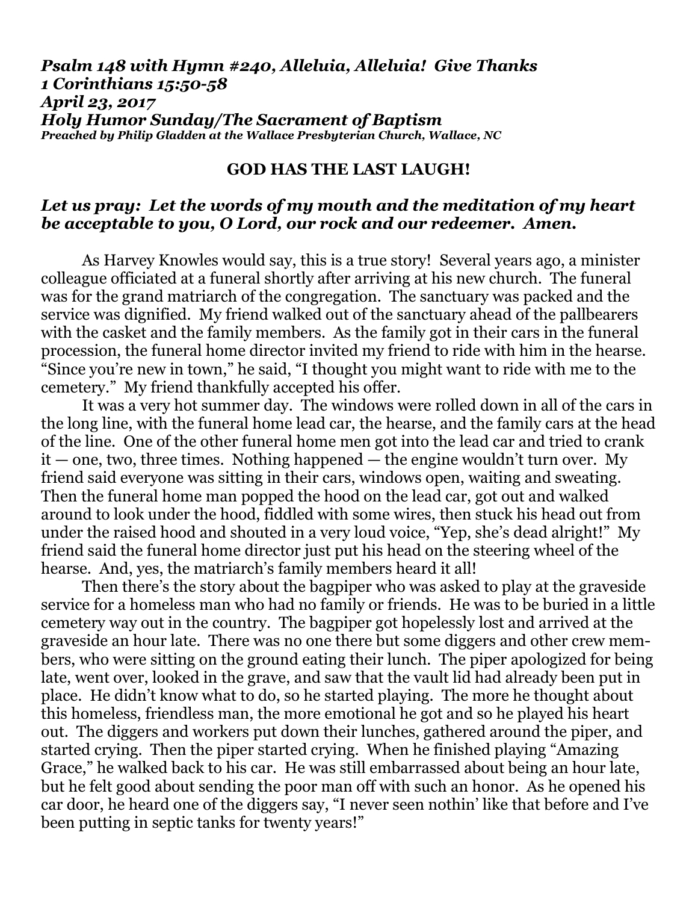***Psalm 148 with Hymn #240, Alleluia, Alleluia! Give Thanks***
***1 Corinthians 15:50-58***
***April 23, 2017***
***Holy Humor Sunday/The Sacrament of Baptism***
***Preached by Philip Gladden at the Wallace Presbyterian Church, Wallace, NC***

## GOD HAS THE LAST LAUGH!

***Let us pray: Let the words of my mouth and the meditation of my heart be acceptable to you, O Lord, our rock and our redeemer. Amen.***

As Harvey Knowles would say, this is a true story! Several years ago, a minister colleague officiated at a funeral shortly after arriving at his new church. The funeral was for the grand matriarch of the congregation. The sanctuary was packed and the service was dignified. My friend walked out of the sanctuary ahead of the pallbearers with the casket and the family members. As the family got in their cars in the funeral procession, the funeral home director invited my friend to ride with him in the hearse. "Since you're new in town," he said, "I thought you might want to ride with me to the cemetery." My friend thankfully accepted his offer.

It was a very hot summer day. The windows were rolled down in all of the cars in the long line, with the funeral home lead car, the hearse, and the family cars at the head of the line. One of the other funeral home men got into the lead car and tried to crank it — one, two, three times. Nothing happened — the engine wouldn't turn over. My friend said everyone was sitting in their cars, windows open, waiting and sweating. Then the funeral home man popped the hood on the lead car, got out and walked around to look under the hood, fiddled with some wires, then stuck his head out from under the raised hood and shouted in a very loud voice, "Yep, she's dead alright!" My friend said the funeral home director just put his head on the steering wheel of the hearse. And, yes, the matriarch's family members heard it all!

Then there's the story about the bagpiper who was asked to play at the graveside service for a homeless man who had no family or friends. He was to be buried in a little cemetery way out in the country. The bagpiper got hopelessly lost and arrived at the graveside an hour late. There was no one there but some diggers and other crew members, who were sitting on the ground eating their lunch. The piper apologized for being late, went over, looked in the grave, and saw that the vault lid had already been put in place. He didn't know what to do, so he started playing. The more he thought about this homeless, friendless man, the more emotional he got and so he played his heart out. The diggers and workers put down their lunches, gathered around the piper, and started crying. Then the piper started crying. When he finished playing "Amazing Grace," he walked back to his car. He was still embarrassed about being an hour late, but he felt good about sending the poor man off with such an honor. As he opened his car door, he heard one of the diggers say, "I never seen nothin' like that before and I've been putting in septic tanks for twenty years!"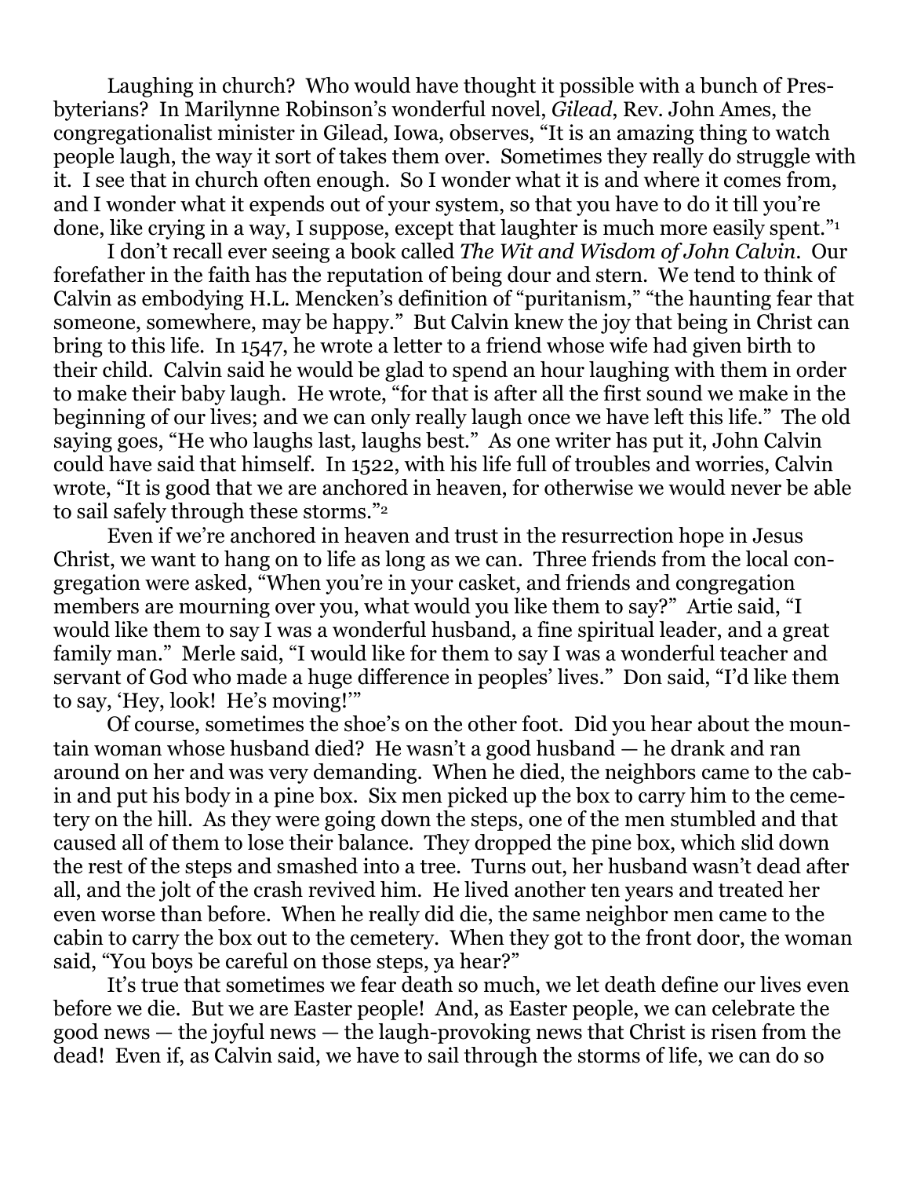Laughing in church? Who would have thought it possible with a bunch of Presbyterians? In Marilynne Robinson's wonderful novel, *Gilead*, Rev. John Ames, the congregationalist minister in Gilead, Iowa, observes, "It is an amazing thing to watch people laugh, the way it sort of takes them over. Sometimes they really do struggle with it. I see that in church often enough. So I wonder what it is and where it comes from, and I wonder what it expends out of your system, so that you have to do it till you're done, like crying in a way, I suppose, except that laughter is much more easily spent."[1]

I don't recall ever seeing a book called *The Wit and Wisdom of John Calvin*. Our forefather in the faith has the reputation of being dour and stern. We tend to think of Calvin as embodying H.L. Mencken's definition of "puritanism," "the haunting fear that someone, somewhere, may be happy." But Calvin knew the joy that being in Christ can bring to this life. In 1547, he wrote a letter to a friend whose wife had given birth to their child. Calvin said he would be glad to spend an hour laughing with them in order to make their baby laugh. He wrote, "for that is after all the first sound we make in the beginning of our lives; and we can only really laugh once we have left this life." The old saying goes, "He who laughs last, laughs best." As one writer has put it, John Calvin could have said that himself. In 1522, with his life full of troubles and worries, Calvin wrote, "It is good that we are anchored in heaven, for otherwise we would never be able to sail safely through these storms."[2]

Even if we're anchored in heaven and trust in the resurrection hope in Jesus Christ, we want to hang on to life as long as we can. Three friends from the local congregation were asked, "When you're in your casket, and friends and congregation members are mourning over you, what would you like them to say?" Artie said, "I would like them to say I was a wonderful husband, a fine spiritual leader, and a great family man." Merle said, "I would like for them to say I was a wonderful teacher and servant of God who made a huge difference in peoples' lives." Don said, "I'd like them to say, 'Hey, look! He's moving!'"

Of course, sometimes the shoe's on the other foot. Did you hear about the mountain woman whose husband died? He wasn't a good husband — he drank and ran around on her and was very demanding. When he died, the neighbors came to the cabin and put his body in a pine box. Six men picked up the box to carry him to the cemetery on the hill. As they were going down the steps, one of the men stumbled and that caused all of them to lose their balance. They dropped the pine box, which slid down the rest of the steps and smashed into a tree. Turns out, her husband wasn't dead after all, and the jolt of the crash revived him. He lived another ten years and treated her even worse than before. When he really did die, the same neighbor men came to the cabin to carry the box out to the cemetery. When they got to the front door, the woman said, "You boys be careful on those steps, ya hear?"

It's true that sometimes we fear death so much, we let death define our lives even before we die. But we are Easter people! And, as Easter people, we can celebrate the good news — the joyful news — the laugh-provoking news that Christ is risen from the dead! Even if, as Calvin said, we have to sail through the storms of life, we can do so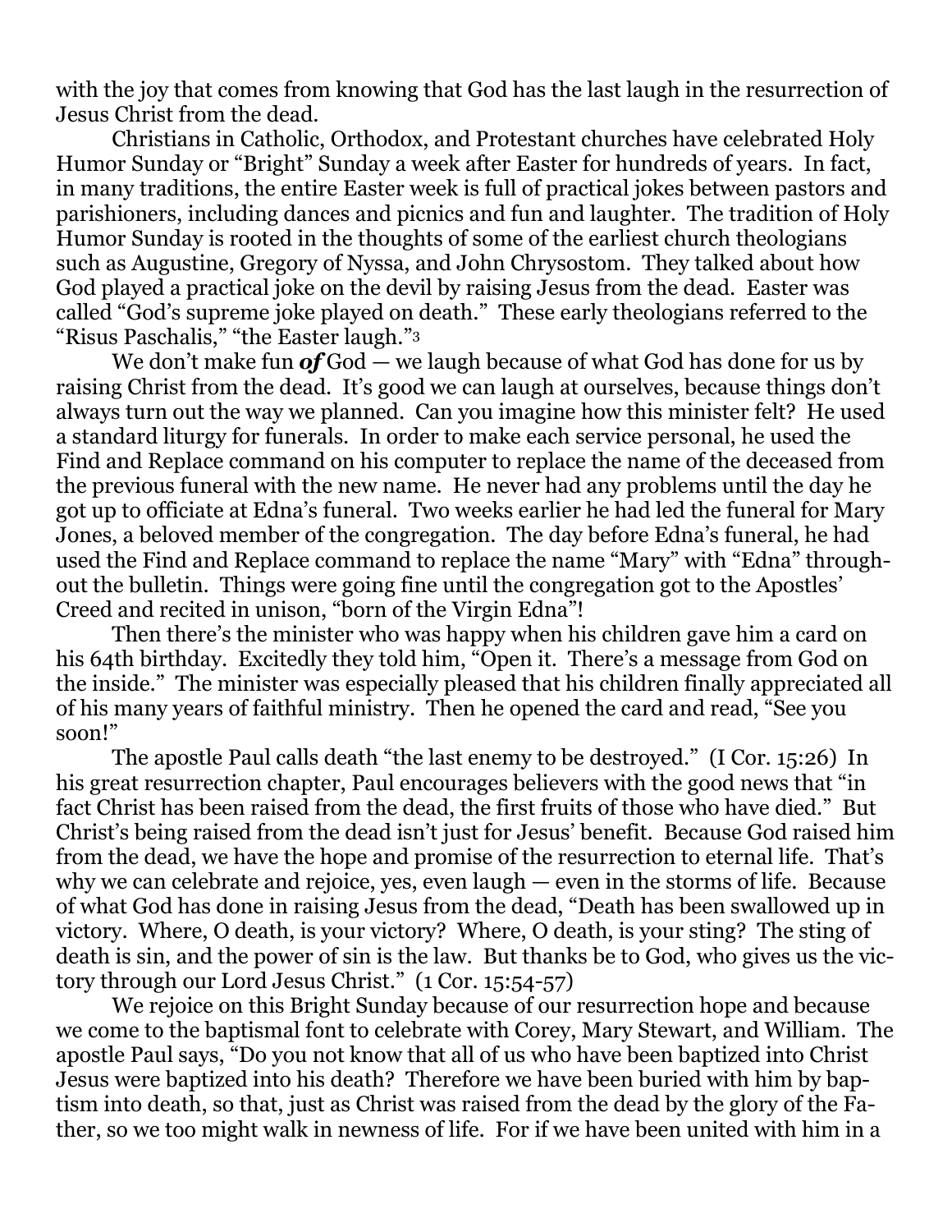with the joy that comes from knowing that God has the last laugh in the resurrection of Jesus Christ from the dead.

Christians in Catholic, Orthodox, and Protestant churches have celebrated Holy Humor Sunday or "Bright" Sunday a week after Easter for hundreds of years. In fact, in many traditions, the entire Easter week is full of practical jokes between pastors and parishioners, including dances and picnics and fun and laughter. The tradition of Holy Humor Sunday is rooted in the thoughts of some of the earliest church theologians such as Augustine, Gregory of Nyssa, and John Chrysostom. They talked about how God played a practical joke on the devil by raising Jesus from the dead. Easter was called "God's supreme joke played on death." These early theologians referred to the "Risus Paschalis," "the Easter laugh."[3]

We don't make fun ***of*** God — we laugh because of what God has done for us by raising Christ from the dead. It's good we can laugh at ourselves, because things don't always turn out the way we planned. Can you imagine how this minister felt? He used a standard liturgy for funerals. In order to make each service personal, he used the Find and Replace command on his computer to replace the name of the deceased from the previous funeral with the new name. He never had any problems until the day he got up to officiate at Edna's funeral. Two weeks earlier he had led the funeral for Mary Jones, a beloved member of the congregation. The day before Edna's funeral, he had used the Find and Replace command to replace the name "Mary" with "Edna" throughout the bulletin. Things were going fine until the congregation got to the Apostles' Creed and recited in unison, "born of the Virgin Edna"!

Then there's the minister who was happy when his children gave him a card on his 64th birthday. Excitedly they told him, "Open it. There's a message from God on the inside." The minister was especially pleased that his children finally appreciated all of his many years of faithful ministry. Then he opened the card and read, "See you soon!"

The apostle Paul calls death "the last enemy to be destroyed." (I Cor. 15:26) In his great resurrection chapter, Paul encourages believers with the good news that "in fact Christ has been raised from the dead, the first fruits of those who have died." But Christ's being raised from the dead isn't just for Jesus' benefit. Because God raised him from the dead, we have the hope and promise of the resurrection to eternal life. That's why we can celebrate and rejoice, yes, even laugh — even in the storms of life. Because of what God has done in raising Jesus from the dead, "Death has been swallowed up in victory. Where, O death, is your victory? Where, O death, is your sting? The sting of death is sin, and the power of sin is the law. But thanks be to God, who gives us the victory through our Lord Jesus Christ." (1 Cor. 15:54-57)

We rejoice on this Bright Sunday because of our resurrection hope and because we come to the baptismal font to celebrate with Corey, Mary Stewart, and William. The apostle Paul says, "Do you not know that all of us who have been baptized into Christ Jesus were baptized into his death? Therefore we have been buried with him by baptism into death, so that, just as Christ was raised from the dead by the glory of the Father, so we too might walk in newness of life. For if we have been united with him in a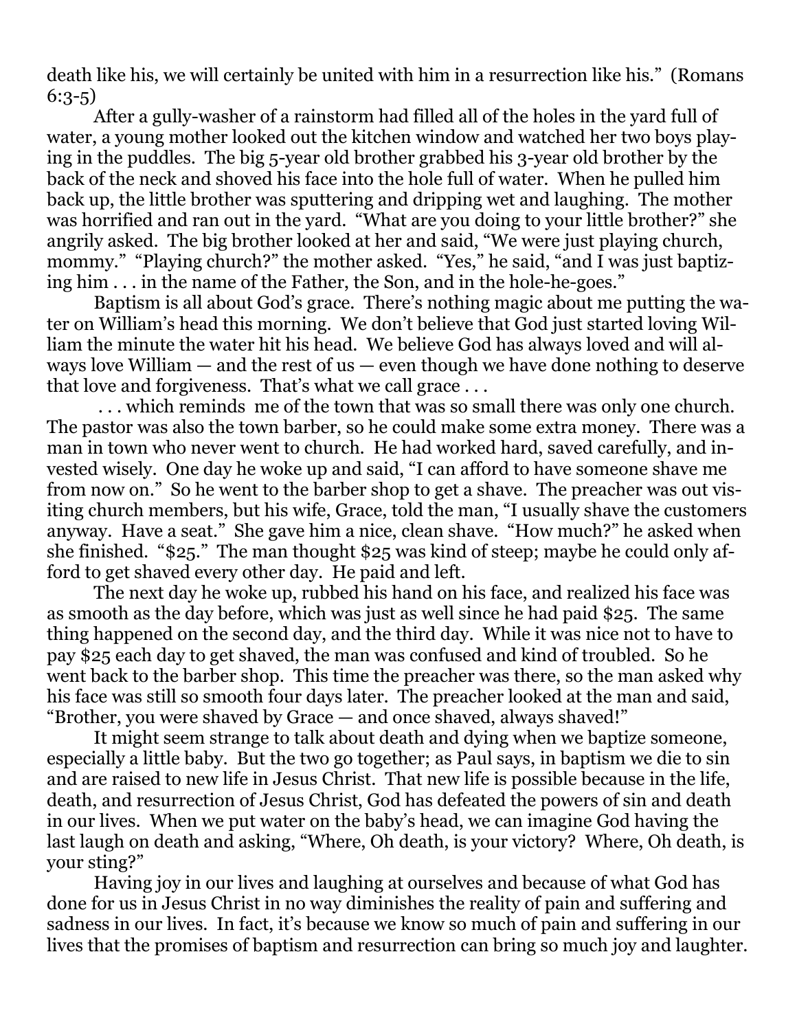death like his, we will certainly be united with him in a resurrection like his." (Romans 6:3-5)

After a gully-washer of a rainstorm had filled all of the holes in the yard full of water, a young mother looked out the kitchen window and watched her two boys playing in the puddles. The big 5-year old brother grabbed his 3-year old brother by the back of the neck and shoved his face into the hole full of water. When he pulled him back up, the little brother was sputtering and dripping wet and laughing. The mother was horrified and ran out in the yard. "What are you doing to your little brother?" she angrily asked. The big brother looked at her and said, "We were just playing church, mommy." "Playing church?" the mother asked. "Yes," he said, "and I was just baptizing him . . . in the name of the Father, the Son, and in the hole-he-goes."

Baptism is all about God's grace. There's nothing magic about me putting the water on William's head this morning. We don't believe that God just started loving William the minute the water hit his head. We believe God has always loved and will always love William — and the rest of us — even though we have done nothing to deserve that love and forgiveness. That's what we call grace . . .

. . . which reminds me of the town that was so small there was only one church. The pastor was also the town barber, so he could make some extra money. There was a man in town who never went to church. He had worked hard, saved carefully, and invested wisely. One day he woke up and said, "I can afford to have someone shave me from now on." So he went to the barber shop to get a shave. The preacher was out visiting church members, but his wife, Grace, told the man, "I usually shave the customers anyway. Have a seat." She gave him a nice, clean shave. "How much?" he asked when she finished. "$25." The man thought $25 was kind of steep; maybe he could only afford to get shaved every other day. He paid and left.

The next day he woke up, rubbed his hand on his face, and realized his face was as smooth as the day before, which was just as well since he had paid $25. The same thing happened on the second day, and the third day. While it was nice not to have to pay $25 each day to get shaved, the man was confused and kind of troubled. So he went back to the barber shop. This time the preacher was there, so the man asked why his face was still so smooth four days later. The preacher looked at the man and said, "Brother, you were shaved by Grace — and once shaved, always shaved!"

It might seem strange to talk about death and dying when we baptize someone, especially a little baby. But the two go together; as Paul says, in baptism we die to sin and are raised to new life in Jesus Christ. That new life is possible because in the life, death, and resurrection of Jesus Christ, God has defeated the powers of sin and death in our lives. When we put water on the baby's head, we can imagine God having the last laugh on death and asking, "Where, Oh death, is your victory? Where, Oh death, is your sting?"

Having joy in our lives and laughing at ourselves and because of what God has done for us in Jesus Christ in no way diminishes the reality of pain and suffering and sadness in our lives. In fact, it's because we know so much of pain and suffering in our lives that the promises of baptism and resurrection can bring so much joy and laughter.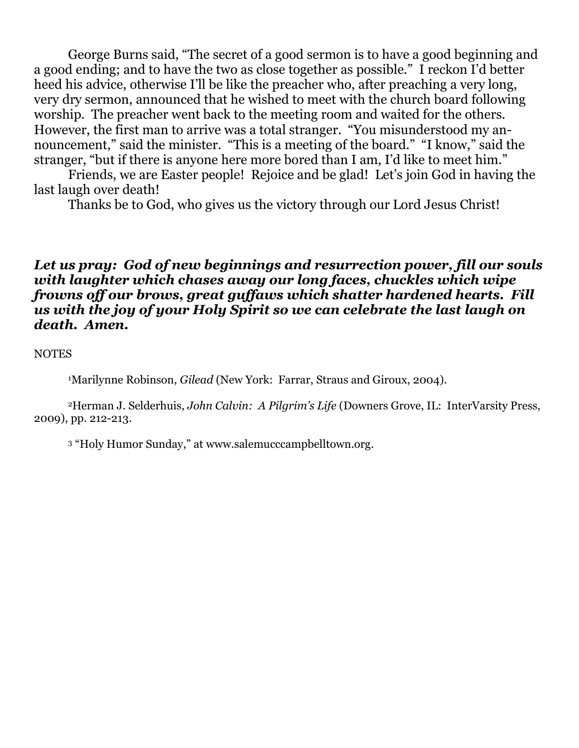George Burns said, "The secret of a good sermon is to have a good beginning and a good ending; and to have the two as close together as possible." I reckon I'd better heed his advice, otherwise I'll be like the preacher who, after preaching a very long, very dry sermon, announced that he wished to meet with the church board following worship. The preacher went back to the meeting room and waited for the others. However, the first man to arrive was a total stranger. "You misunderstood my announcement," said the minister. "This is a meeting of the board." "I know," said the stranger, "but if there is anyone here more bored than I am, I'd like to meet him."

Friends, we are Easter people! Rejoice and be glad! Let's join God in having the last laugh over death!

Thanks be to God, who gives us the victory through our Lord Jesus Christ!

***Let us pray: God of new beginnings and resurrection power, fill our souls with laughter which chases away our long faces, chuckles which wipe frowns off our brows, great guffaws which shatter hardened hearts. Fill us with the joy of your Holy Spirit so we can celebrate the last laugh on death. Amen.***

NOTES

[1]Marilynne Robinson, *Gilead* (New York: Farrar, Straus and Giroux, 2004).

[2]Herman J. Selderhuis, *John Calvin: A Pilgrim's Life* (Downers Grove, IL: InterVarsity Press, 2009), pp. 212-213.

[3] "Holy Humor Sunday," at www.salemucccampbelltown.org.